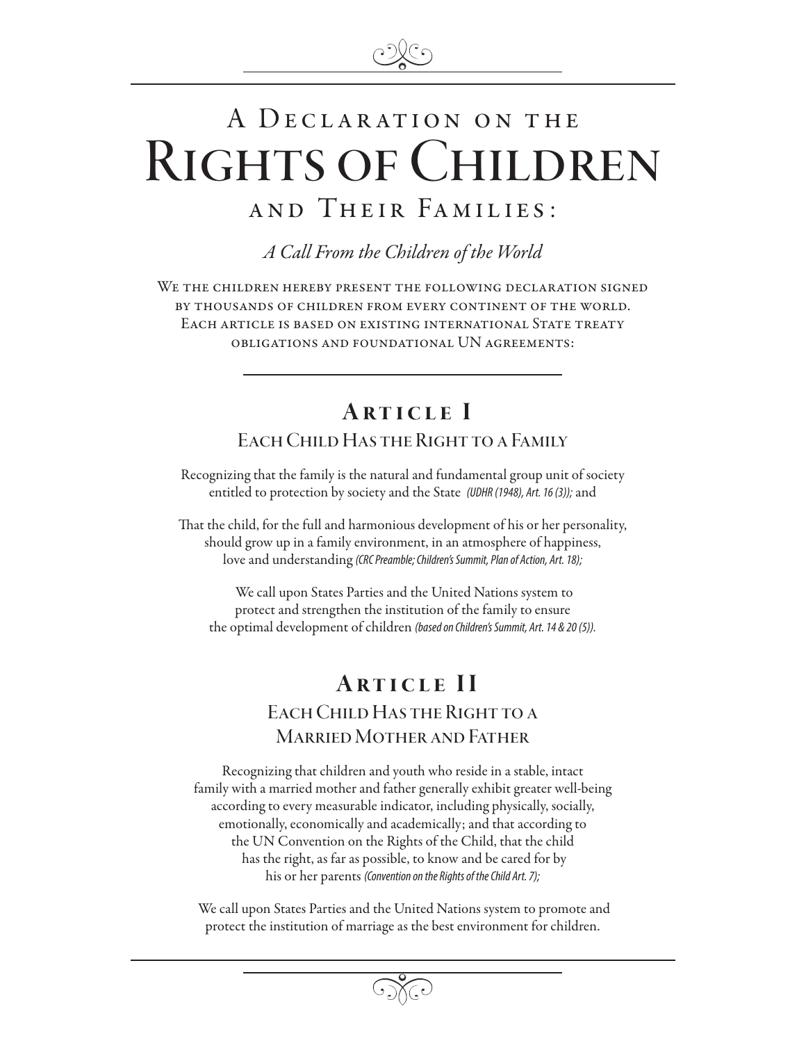# A Declaration on the Rights of Children and Their Families:

*A Call From the Children of the World*

We the children hereby present the following declaration signed by thousands of children from every continent of the world. Each article is based on existing international State treaty obligations and foundational UN agreements:

## Article I

### Each Child Has the Right to a Family

Recognizing that the family is the natural and fundamental group unit of society entitled to protection by society and the State *(UDHR (1948), Art. 16 (3));* and

That the child, for the full and harmonious development of his or her personality, should grow up in a family environment, in an atmosphere of happiness, love and understanding *(CRC Preamble; Children's Summit, Plan of Action, Art. 18);*

We call upon States Parties and the United Nations system to protect and strengthen the institution of the family to ensure the optimal development of children *(based on Children's Summit, Art. 14 & 20 (5)).*

## Article II

### Each Child Has the Right to a Married Mother and Father

Recognizing that children and youth who reside in a stable, intact family with a married mother and father generally exhibit greater well-being according to every measurable indicator, including physically, socially, emotionally, economically and academically; and that according to the UN Convention on the Rights of the Child, that the child has the right, as far as possible, to know and be cared for by his or her parents *(Convention on the Rights of the Child Art. 7);*

We call upon States Parties and the United Nations system to promote and protect the institution of marriage as the best environment for children.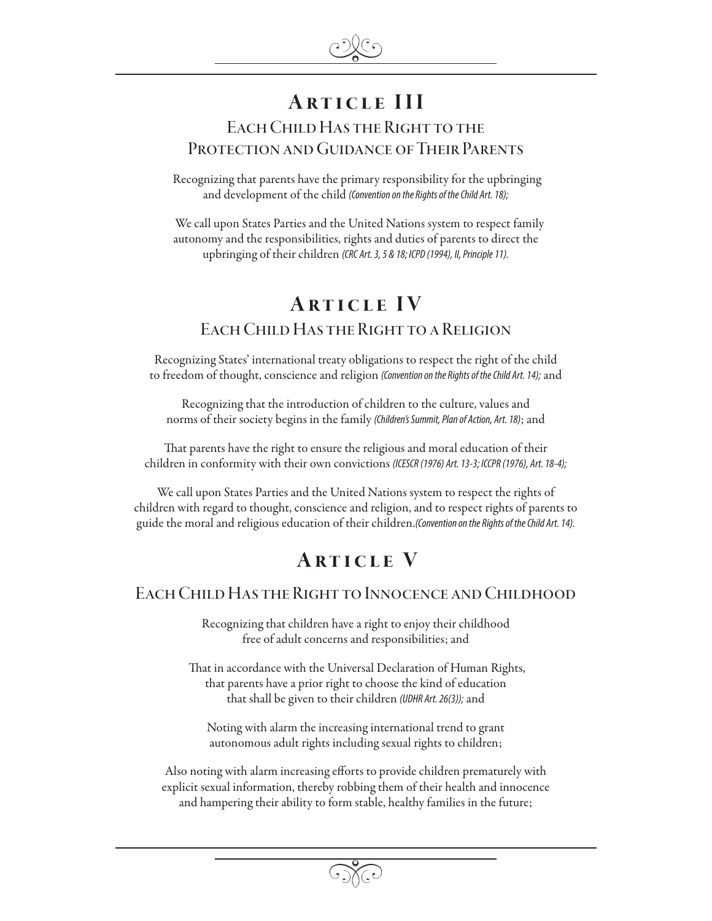# Article III

## Each Child Has the Right to the Protection and Guidance of Their Parents

Recognizing that parents have the primary responsibility for the upbringing and development of the child *(Convention on the Rights of the Child Art. 18);*

We call upon States Parties and the United Nations system to respect family autonomy and the responsibilities, rights and duties of parents to direct the upbringing of their children *(CRC Art. 3, 5 & 18; ICPD (1994), II, Principle 11).*

# Article IV

## Each Child Has the Right to a Religion

Recognizing States' international treaty obligations to respect the right of the child to freedom of thought, conscience and religion *(Convention on the Rights of the Child Art. 14);* and

Recognizing that the introduction of children to the culture, values and norms of their society begins in the family *(Children's Summit, Plan of Action, Art. 18)*; and

That parents have the right to ensure the religious and moral education of their children in conformity with their own convictions *(ICESCR (1976) Art. 13-3; ICCPR (1976), Art. 18-4);*

We call upon States Parties and the United Nations system to respect the rights of children with regard to thought, conscience and religion, and to respect rights of parents to guide the moral and religious education of their children.*(Convention on the Rights of the Child Art. 14).*

# Article V

## Each Child Has the Right to Innocence and Childhood

Recognizing that children have a right to enjoy their childhood free of adult concerns and responsibilities; and

That in accordance with the Universal Declaration of Human Rights, that parents have a prior right to choose the kind of education that shall be given to their children *(UDHR Art. 26(3));* and

Noting with alarm the increasing international trend to grant autonomous adult rights including sexual rights to children;

Also noting with alarm increasing efforts to provide children prematurely with explicit sexual information, thereby robbing them of their health and innocence and hampering their ability to form stable, healthy families in the future;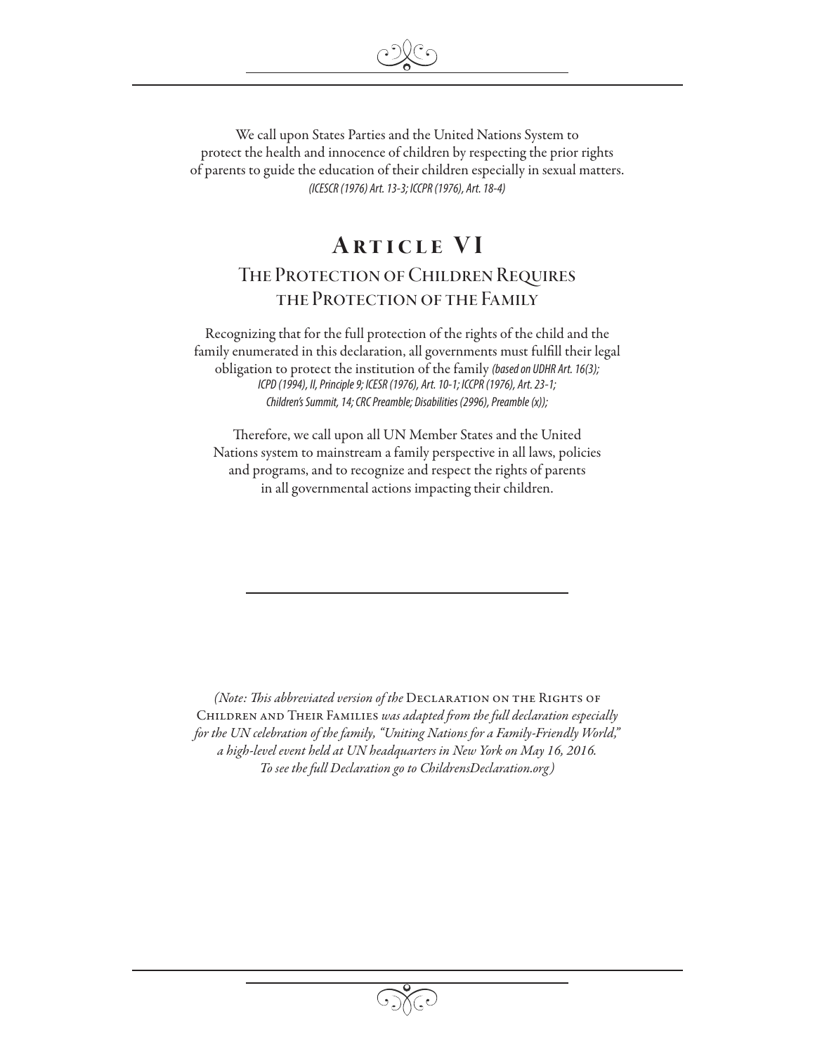We call upon States Parties and the United Nations System to protect the health and innocence of children by respecting the prior rights of parents to guide the education of their children especially in sexual matters. *(ICESCR (1976) Art. 13-3; ICCPR (1976), Art. 18-4)*

# Article VI

## The Protection of Children Requires the Protection of the Family

Recognizing that for the full protection of the rights of the child and the family enumerated in this declaration, all governments must fulfill their legal obligation to protect the institution of the family *(based on UDHR Art. 16(3); ICPD (1994), II, Principle 9; ICESR (1976), Art. 10-1; ICCPR (1976), Art. 23-1; Children's Summit, 14; CRC Preamble; Disabilities (2996), Preamble (x));*

Therefore, we call upon all UN Member States and the United Nations system to mainstream a family perspective in all laws, policies and programs, and to recognize and respect the rights of parents in all governmental actions impacting their children.

*(Note: This abbreviated version of the* Declaration on the Rights of Children and Their Families *was adapted from the full declaration especially for the UN celebration of the family, "Uniting Nations for a Family-Friendly World," a high-level event held at UN headquarters in New York on May 16, 2016. To see the full Declaration go to ChildrensDeclaration.org)*